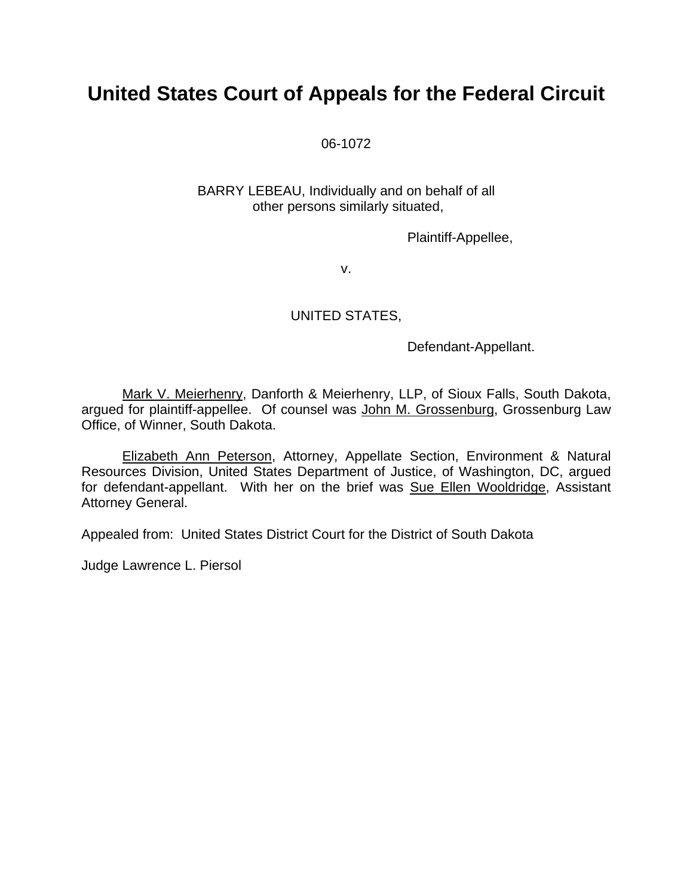# United States Court of Appeals for the Federal Circuit

06-1072

BARRY LEBEAU, Individually and on behalf of all other persons similarly situated,

Plaintiff-Appellee,

v.

UNITED STATES,

Defendant-Appellant.

Mark V. Meierhenry, Danforth & Meierhenry, LLP, of Sioux Falls, South Dakota, argued for plaintiff-appellee. Of counsel was John M. Grossenburg, Grossenburg Law Office, of Winner, South Dakota.

Elizabeth Ann Peterson, Attorney, Appellate Section, Environment & Natural Resources Division, United States Department of Justice, of Washington, DC, argued for defendant-appellant. With her on the brief was Sue Ellen Wooldridge, Assistant Attorney General.

Appealed from: United States District Court for the District of South Dakota

Judge Lawrence L. Piersol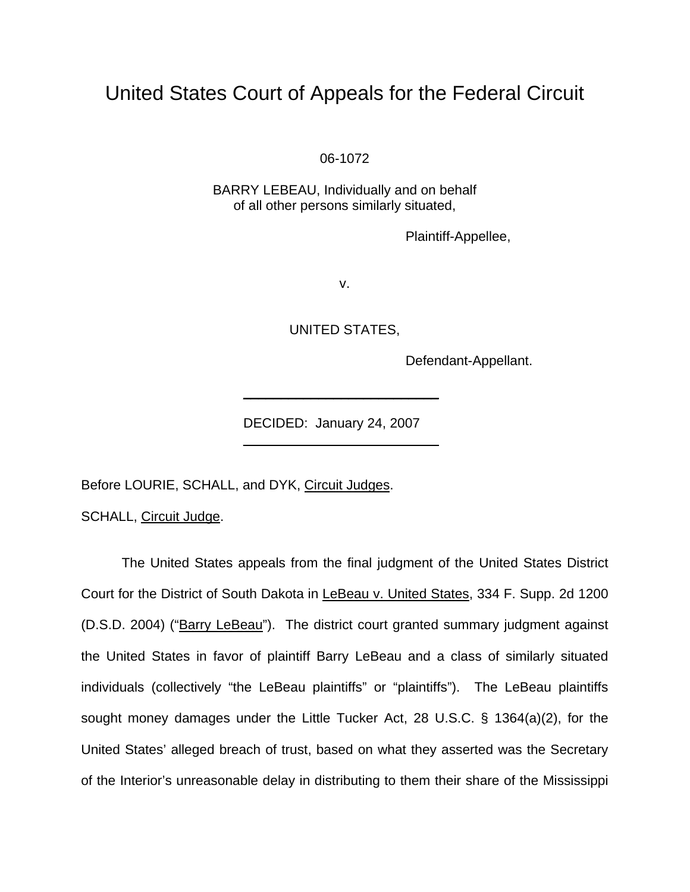# United States Court of Appeals for the Federal Circuit

06-1072

BARRY LEBEAU, Individually and on behalf of all other persons similarly situated,

Plaintiff-Appellee,

v.

UNITED STATES,

Defendant-Appellant.

---

DECIDED: January 24, 2007

---

Before LOURIE, SCHALL, and DYK, Circuit Judges.

SCHALL, Circuit Judge.

The United States appeals from the final judgment of the United States District Court for the District of South Dakota in LeBeau v. United States, 334 F. Supp. 2d 1200 (D.S.D. 2004) ("Barry LeBeau"). The district court granted summary judgment against the United States in favor of plaintiff Barry LeBeau and a class of similarly situated individuals (collectively "the LeBeau plaintiffs" or "plaintiffs"). The LeBeau plaintiffs sought money damages under the Little Tucker Act, 28 U.S.C. § 1364(a)(2), for the United States' alleged breach of trust, based on what they asserted was the Secretary of the Interior's unreasonable delay in distributing to them their share of the Mississippi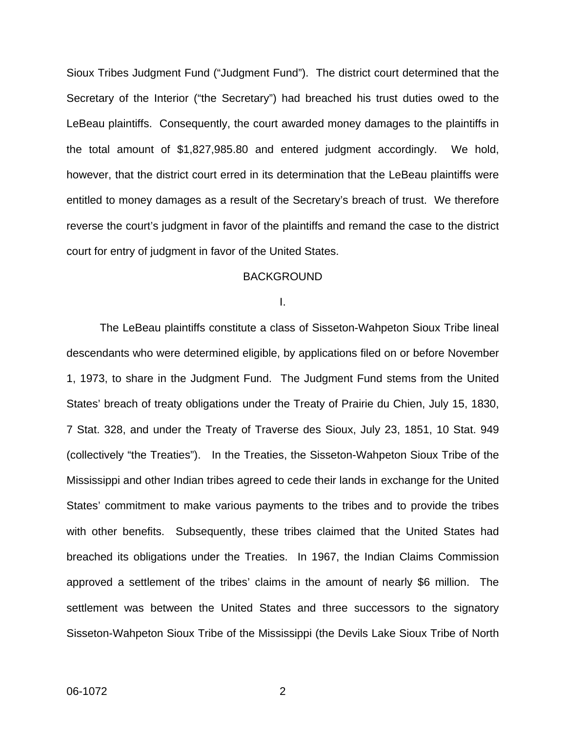Sioux Tribes Judgment Fund ("Judgment Fund"). The district court determined that the Secretary of the Interior ("the Secretary") had breached his trust duties owed to the LeBeau plaintiffs. Consequently, the court awarded money damages to the plaintiffs in the total amount of $1,827,985.80 and entered judgment accordingly. We hold, however, that the district court erred in its determination that the LeBeau plaintiffs were entitled to money damages as a result of the Secretary's breach of trust. We therefore reverse the court's judgment in favor of the plaintiffs and remand the case to the district court for entry of judgment in favor of the United States.

## BACKGROUND

### I.

The LeBeau plaintiffs constitute a class of Sisseton-Wahpeton Sioux Tribe lineal descendants who were determined eligible, by applications filed on or before November 1, 1973, to share in the Judgment Fund. The Judgment Fund stems from the United States' breach of treaty obligations under the Treaty of Prairie du Chien, July 15, 1830, 7 Stat. 328, and under the Treaty of Traverse des Sioux, July 23, 1851, 10 Stat. 949 (collectively "the Treaties"). In the Treaties, the Sisseton-Wahpeton Sioux Tribe of the Mississippi and other Indian tribes agreed to cede their lands in exchange for the United States' commitment to make various payments to the tribes and to provide the tribes with other benefits. Subsequently, these tribes claimed that the United States had breached its obligations under the Treaties. In 1967, the Indian Claims Commission approved a settlement of the tribes' claims in the amount of nearly $6 million. The settlement was between the United States and three successors to the signatory Sisseton-Wahpeton Sioux Tribe of the Mississippi (the Devils Lake Sioux Tribe of North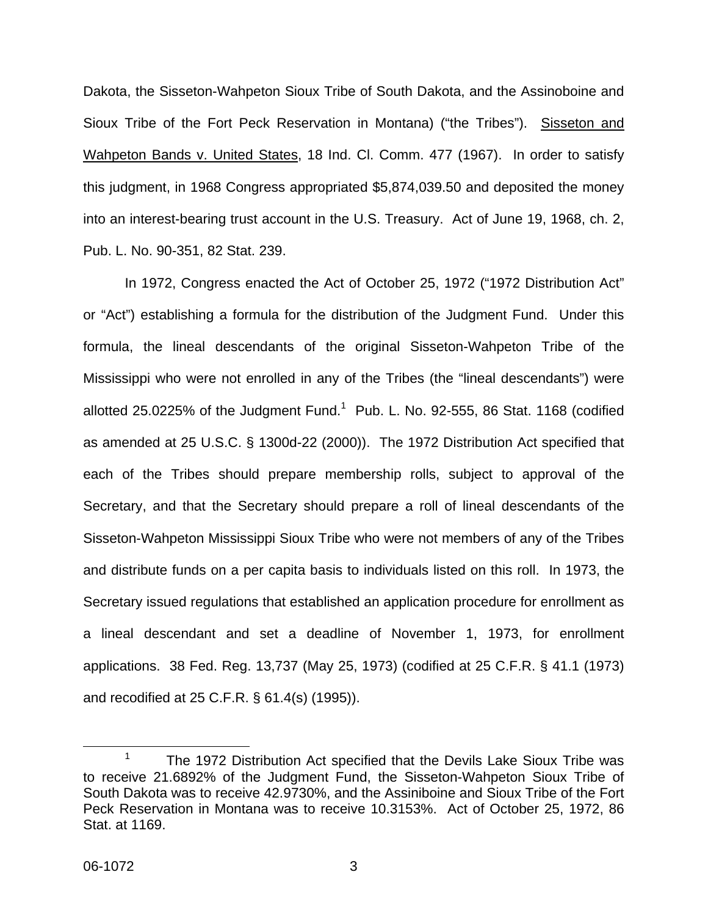Dakota, the Sisseton-Wahpeton Sioux Tribe of South Dakota, and the Assinoboine and Sioux Tribe of the Fort Peck Reservation in Montana) ("the Tribes"). Sisseton and Wahpeton Bands v. United States, 18 Ind. Cl. Comm. 477 (1967). In order to satisfy this judgment, in 1968 Congress appropriated $5,874,039.50 and deposited the money into an interest-bearing trust account in the U.S. Treasury. Act of June 19, 1968, ch. 2, Pub. L. No. 90-351, 82 Stat. 239.

In 1972, Congress enacted the Act of October 25, 1972 ("1972 Distribution Act" or "Act") establishing a formula for the distribution of the Judgment Fund. Under this formula, the lineal descendants of the original Sisseton-Wahpeton Tribe of the Mississippi who were not enrolled in any of the Tribes (the "lineal descendants") were allotted 25.0225% of the Judgment Fund.[1] Pub. L. No. 92-555, 86 Stat. 1168 (codified as amended at 25 U.S.C. § 1300d-22 (2000)). The 1972 Distribution Act specified that each of the Tribes should prepare membership rolls, subject to approval of the Secretary, and that the Secretary should prepare a roll of lineal descendants of the Sisseton-Wahpeton Mississippi Sioux Tribe who were not members of any of the Tribes and distribute funds on a per capita basis to individuals listed on this roll. In 1973, the Secretary issued regulations that established an application procedure for enrollment as a lineal descendant and set a deadline of November 1, 1973, for enrollment applications. 38 Fed. Reg. 13,737 (May 25, 1973) (codified at 25 C.F.R. § 41.1 (1973) and recodified at 25 C.F.R. § 61.4(s) (1995)).

---

[1] The 1972 Distribution Act specified that the Devils Lake Sioux Tribe was to receive 21.6892% of the Judgment Fund, the Sisseton-Wahpeton Sioux Tribe of South Dakota was to receive 42.9730%, and the Assiniboine and Sioux Tribe of the Fort Peck Reservation in Montana was to receive 10.3153%. Act of October 25, 1972, 86 Stat. at 1169.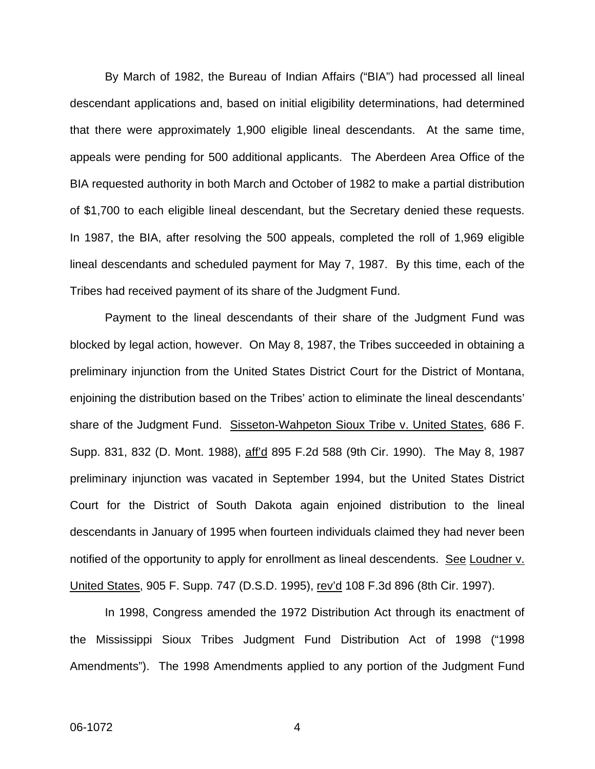By March of 1982, the Bureau of Indian Affairs ("BIA") had processed all lineal descendant applications and, based on initial eligibility determinations, had determined that there were approximately 1,900 eligible lineal descendants. At the same time, appeals were pending for 500 additional applicants. The Aberdeen Area Office of the BIA requested authority in both March and October of 1982 to make a partial distribution of $1,700 to each eligible lineal descendant, but the Secretary denied these requests. In 1987, the BIA, after resolving the 500 appeals, completed the roll of 1,969 eligible lineal descendants and scheduled payment for May 7, 1987. By this time, each of the Tribes had received payment of its share of the Judgment Fund.

Payment to the lineal descendants of their share of the Judgment Fund was blocked by legal action, however. On May 8, 1987, the Tribes succeeded in obtaining a preliminary injunction from the United States District Court for the District of Montana, enjoining the distribution based on the Tribes' action to eliminate the lineal descendants' share of the Judgment Fund. Sisseton-Wahpeton Sioux Tribe v. United States, 686 F. Supp. 831, 832 (D. Mont. 1988), aff'd 895 F.2d 588 (9th Cir. 1990). The May 8, 1987 preliminary injunction was vacated in September 1994, but the United States District Court for the District of South Dakota again enjoined distribution to the lineal descendants in January of 1995 when fourteen individuals claimed they had never been notified of the opportunity to apply for enrollment as lineal descendents. See Loudner v. United States, 905 F. Supp. 747 (D.S.D. 1995), rev'd 108 F.3d 896 (8th Cir. 1997).

In 1998, Congress amended the 1972 Distribution Act through its enactment of the Mississippi Sioux Tribes Judgment Fund Distribution Act of 1998 ("1998 Amendments"). The 1998 Amendments applied to any portion of the Judgment Fund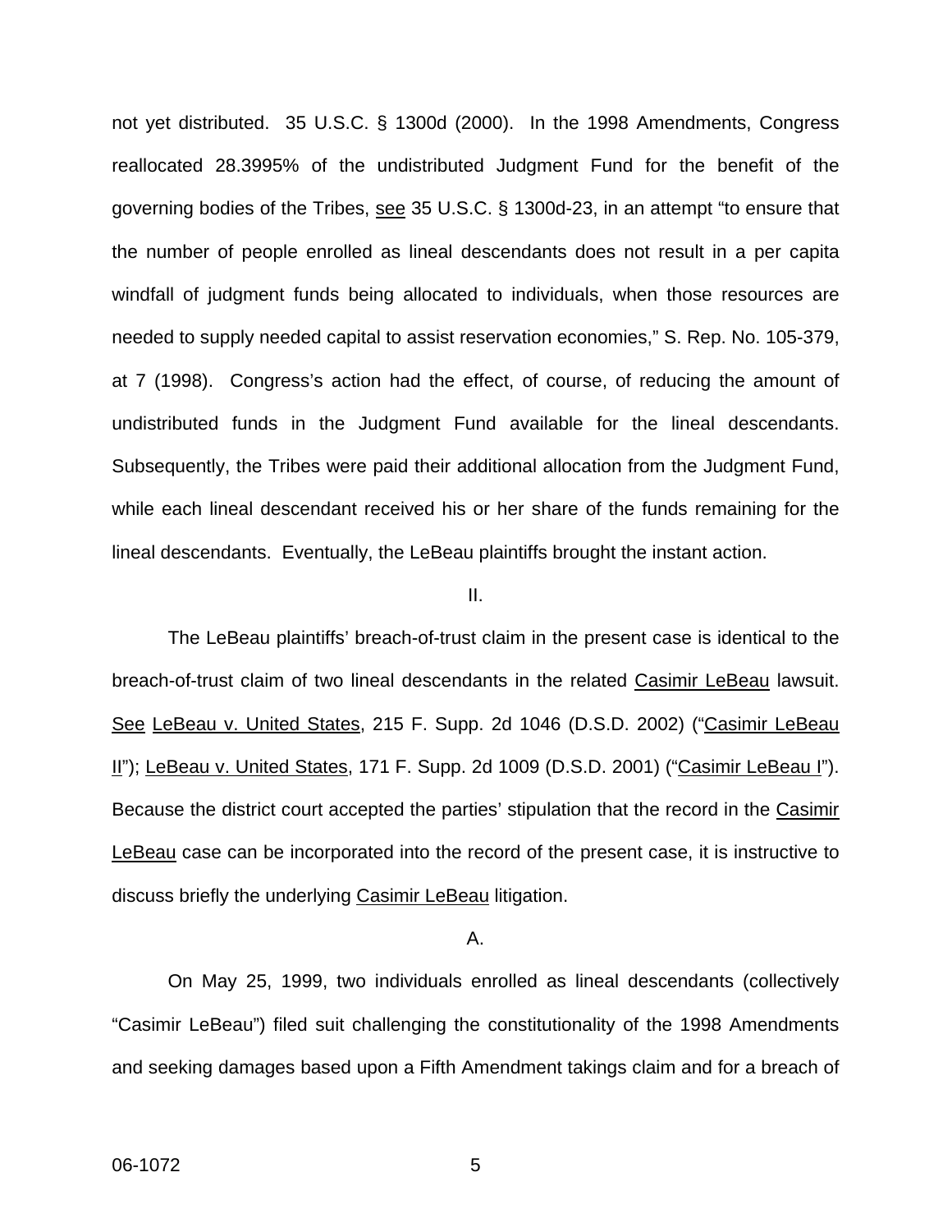not yet distributed. 35 U.S.C. § 1300d (2000). In the 1998 Amendments, Congress reallocated 28.3995% of the undistributed Judgment Fund for the benefit of the governing bodies of the Tribes, see 35 U.S.C. § 1300d-23, in an attempt "to ensure that the number of people enrolled as lineal descendants does not result in a per capita windfall of judgment funds being allocated to individuals, when those resources are needed to supply needed capital to assist reservation economies," S. Rep. No. 105-379, at 7 (1998). Congress's action had the effect, of course, of reducing the amount of undistributed funds in the Judgment Fund available for the lineal descendants. Subsequently, the Tribes were paid their additional allocation from the Judgment Fund, while each lineal descendant received his or her share of the funds remaining for the lineal descendants. Eventually, the LeBeau plaintiffs brought the instant action.

## II.

The LeBeau plaintiffs' breach-of-trust claim in the present case is identical to the breach-of-trust claim of two lineal descendants in the related Casimir LeBeau lawsuit. See LeBeau v. United States, 215 F. Supp. 2d 1046 (D.S.D. 2002) ("Casimir LeBeau II"); LeBeau v. United States, 171 F. Supp. 2d 1009 (D.S.D. 2001) ("Casimir LeBeau I"). Because the district court accepted the parties' stipulation that the record in the Casimir LeBeau case can be incorporated into the record of the present case, it is instructive to discuss briefly the underlying Casimir LeBeau litigation.

### A.

On May 25, 1999, two individuals enrolled as lineal descendants (collectively "Casimir LeBeau") filed suit challenging the constitutionality of the 1998 Amendments and seeking damages based upon a Fifth Amendment takings claim and for a breach of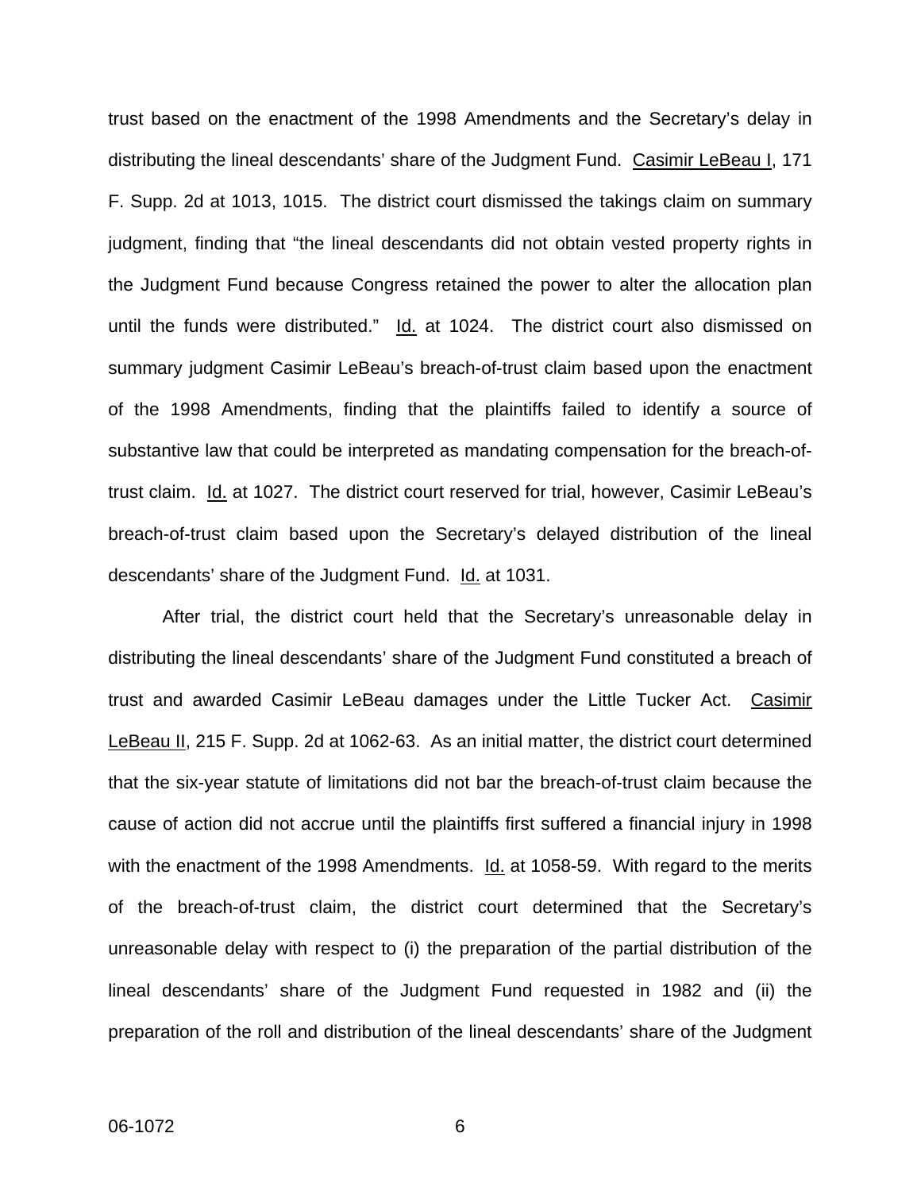trust based on the enactment of the 1998 Amendments and the Secretary's delay in distributing the lineal descendants' share of the Judgment Fund. Casimir LeBeau I, 171 F. Supp. 2d at 1013, 1015. The district court dismissed the takings claim on summary judgment, finding that "the lineal descendants did not obtain vested property rights in the Judgment Fund because Congress retained the power to alter the allocation plan until the funds were distributed." Id. at 1024. The district court also dismissed on summary judgment Casimir LeBeau's breach-of-trust claim based upon the enactment of the 1998 Amendments, finding that the plaintiffs failed to identify a source of substantive law that could be interpreted as mandating compensation for the breach-of-trust claim. Id. at 1027. The district court reserved for trial, however, Casimir LeBeau's breach-of-trust claim based upon the Secretary's delayed distribution of the lineal descendants' share of the Judgment Fund. Id. at 1031.

After trial, the district court held that the Secretary's unreasonable delay in distributing the lineal descendants' share of the Judgment Fund constituted a breach of trust and awarded Casimir LeBeau damages under the Little Tucker Act. Casimir LeBeau II, 215 F. Supp. 2d at 1062-63. As an initial matter, the district court determined that the six-year statute of limitations did not bar the breach-of-trust claim because the cause of action did not accrue until the plaintiffs first suffered a financial injury in 1998 with the enactment of the 1998 Amendments. Id. at 1058-59. With regard to the merits of the breach-of-trust claim, the district court determined that the Secretary's unreasonable delay with respect to (i) the preparation of the partial distribution of the lineal descendants' share of the Judgment Fund requested in 1982 and (ii) the preparation of the roll and distribution of the lineal descendants' share of the Judgment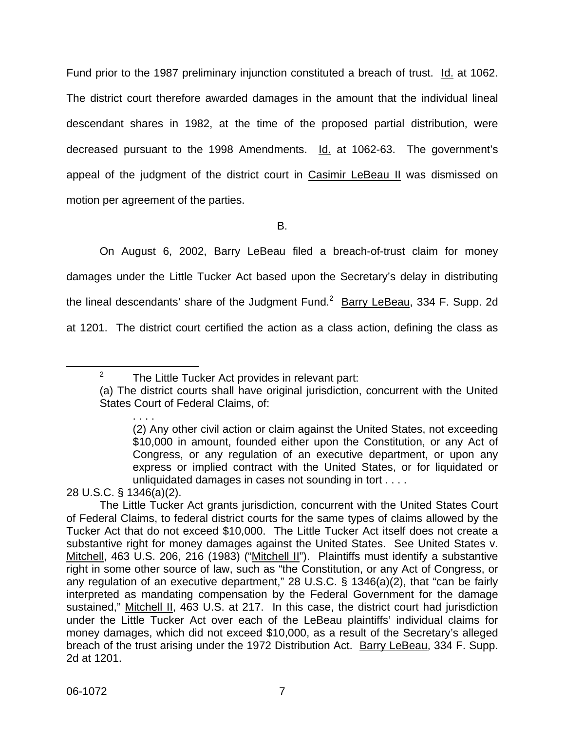Fund prior to the 1987 preliminary injunction constituted a breach of trust. Id. at 1062. The district court therefore awarded damages in the amount that the individual lineal descendant shares in 1982, at the time of the proposed partial distribution, were decreased pursuant to the 1998 Amendments. Id. at 1062-63. The government's appeal of the judgment of the district court in Casimir LeBeau II was dismissed on motion per agreement of the parties.

B.

On August 6, 2002, Barry LeBeau filed a breach-of-trust claim for money damages under the Little Tucker Act based upon the Secretary's delay in distributing the lineal descendants' share of the Judgment Fund.[2] Barry LeBeau, 334 F. Supp. 2d at 1201. The district court certified the action as a class action, defining the class as

---

[2] The Little Tucker Act provides in relevant part:

> (a) The district courts shall have original jurisdiction, concurrent with the United States Court of Federal Claims, of:
>
> > . . . .
> >
> > (2) Any other civil action or claim against the United States, not exceeding $10,000 in amount, founded either upon the Constitution, or any Act of Congress, or any regulation of an executive department, or upon any express or implied contract with the United States, or for liquidated or unliquidated damages in cases not sounding in tort . . . .

28 U.S.C. § 1346(a)(2).

The Little Tucker Act grants jurisdiction, concurrent with the United States Court of Federal Claims, to federal district courts for the same types of claims allowed by the Tucker Act that do not exceed $10,000. The Little Tucker Act itself does not create a substantive right for money damages against the United States. See United States v. Mitchell, 463 U.S. 206, 216 (1983) ("Mitchell II"). Plaintiffs must identify a substantive right in some other source of law, such as "the Constitution, or any Act of Congress, or any regulation of an executive department," 28 U.S.C. § 1346(a)(2), that "can be fairly interpreted as mandating compensation by the Federal Government for the damage sustained," Mitchell II, 463 U.S. at 217. In this case, the district court had jurisdiction under the Little Tucker Act over each of the LeBeau plaintiffs' individual claims for money damages, which did not exceed $10,000, as a result of the Secretary's alleged breach of the trust arising under the 1972 Distribution Act. Barry LeBeau, 334 F. Supp. 2d at 1201.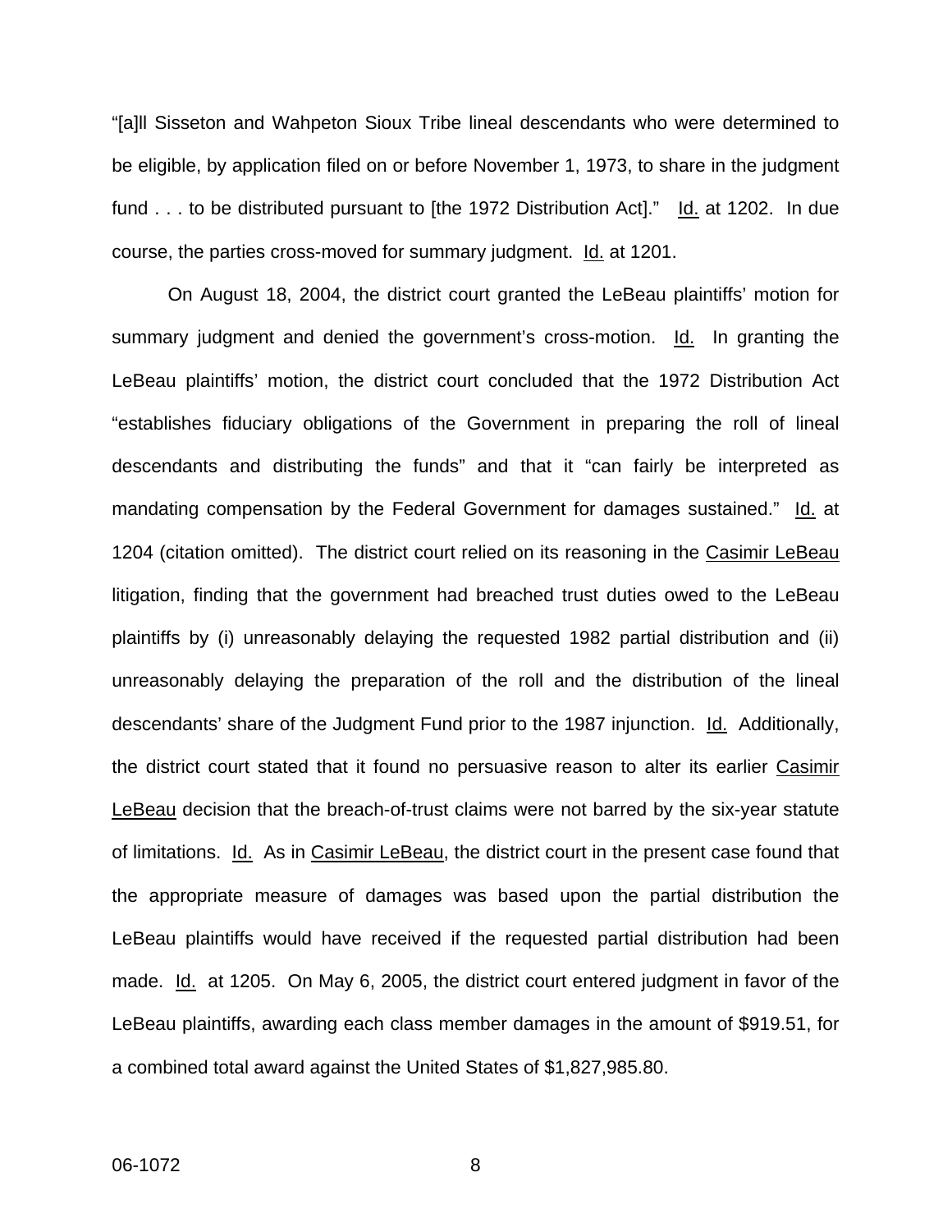"[a]ll Sisseton and Wahpeton Sioux Tribe lineal descendants who were determined to be eligible, by application filed on or before November 1, 1973, to share in the judgment fund . . . to be distributed pursuant to [the 1972 Distribution Act]." Id. at 1202. In due course, the parties cross-moved for summary judgment. Id. at 1201.

On August 18, 2004, the district court granted the LeBeau plaintiffs' motion for summary judgment and denied the government's cross-motion. Id. In granting the LeBeau plaintiffs' motion, the district court concluded that the 1972 Distribution Act "establishes fiduciary obligations of the Government in preparing the roll of lineal descendants and distributing the funds" and that it "can fairly be interpreted as mandating compensation by the Federal Government for damages sustained." Id. at 1204 (citation omitted). The district court relied on its reasoning in the Casimir LeBeau litigation, finding that the government had breached trust duties owed to the LeBeau plaintiffs by (i) unreasonably delaying the requested 1982 partial distribution and (ii) unreasonably delaying the preparation of the roll and the distribution of the lineal descendants' share of the Judgment Fund prior to the 1987 injunction. Id. Additionally, the district court stated that it found no persuasive reason to alter its earlier Casimir LeBeau decision that the breach-of-trust claims were not barred by the six-year statute of limitations. Id. As in Casimir LeBeau, the district court in the present case found that the appropriate measure of damages was based upon the partial distribution the LeBeau plaintiffs would have received if the requested partial distribution had been made. Id. at 1205. On May 6, 2005, the district court entered judgment in favor of the LeBeau plaintiffs, awarding each class member damages in the amount of $919.51, for a combined total award against the United States of $1,827,985.80.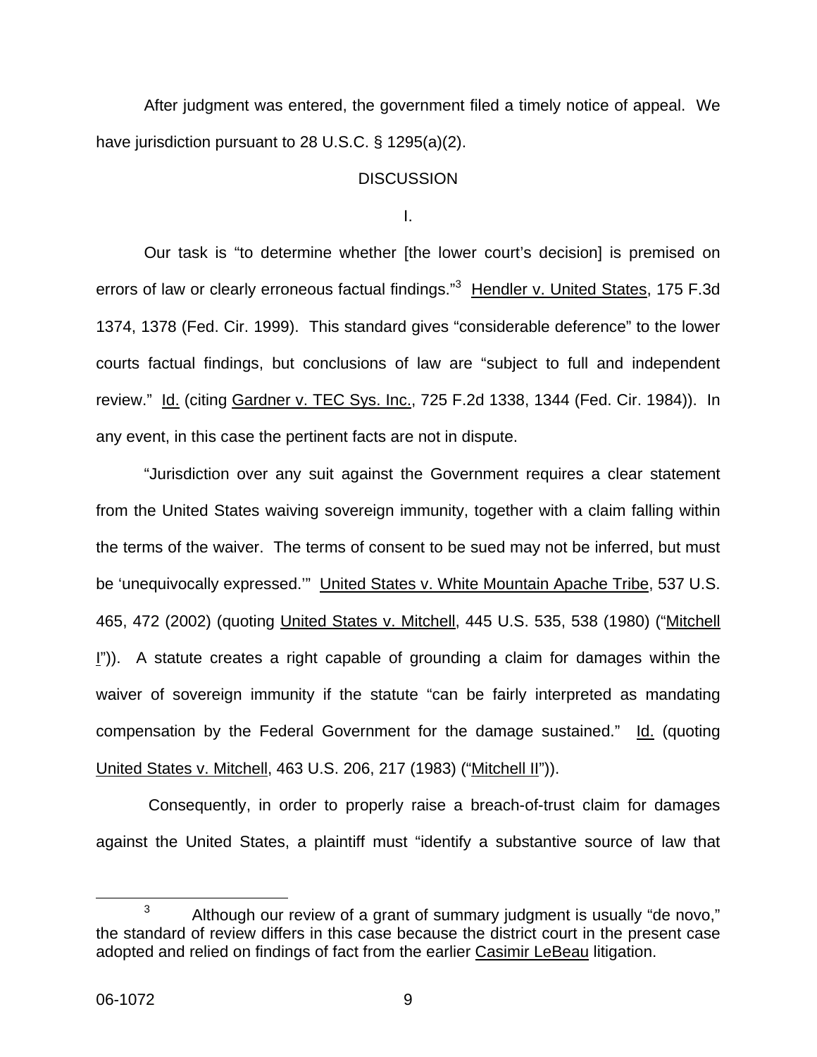After judgment was entered, the government filed a timely notice of appeal. We have jurisdiction pursuant to 28 U.S.C. § 1295(a)(2).

## DISCUSSION

### I.

Our task is "to determine whether [the lower court's decision] is premised on errors of law or clearly erroneous factual findings."[3] Hendler v. United States, 175 F.3d 1374, 1378 (Fed. Cir. 1999). This standard gives "considerable deference" to the lower courts factual findings, but conclusions of law are "subject to full and independent review." Id. (citing Gardner v. TEC Sys. Inc., 725 F.2d 1338, 1344 (Fed. Cir. 1984)). In any event, in this case the pertinent facts are not in dispute.

"Jurisdiction over any suit against the Government requires a clear statement from the United States waiving sovereign immunity, together with a claim falling within the terms of the waiver. The terms of consent to be sued may not be inferred, but must be 'unequivocally expressed.'" United States v. White Mountain Apache Tribe, 537 U.S. 465, 472 (2002) (quoting United States v. Mitchell, 445 U.S. 535, 538 (1980) ("Mitchell I")). A statute creates a right capable of grounding a claim for damages within the waiver of sovereign immunity if the statute "can be fairly interpreted as mandating compensation by the Federal Government for the damage sustained." Id. (quoting United States v. Mitchell, 463 U.S. 206, 217 (1983) ("Mitchell II")).

Consequently, in order to properly raise a breach-of-trust claim for damages against the United States, a plaintiff must "identify a substantive source of law that

---

[3] Although our review of a grant of summary judgment is usually "de novo," the standard of review differs in this case because the district court in the present case adopted and relied on findings of fact from the earlier Casimir LeBeau litigation.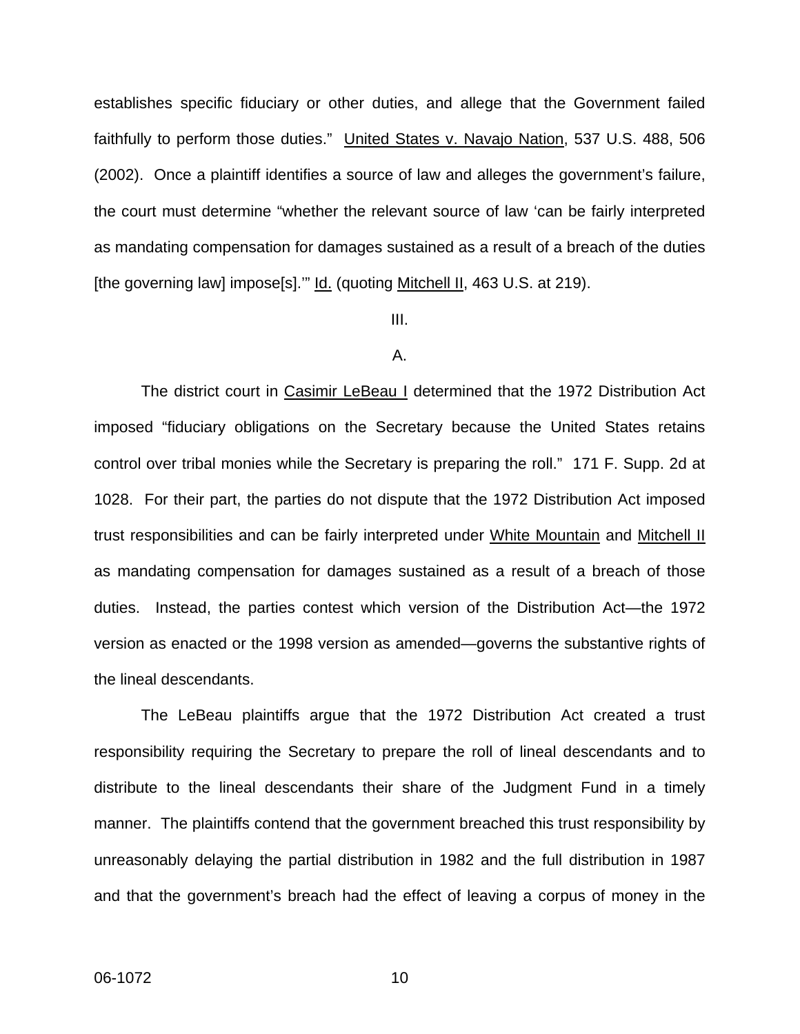establishes specific fiduciary or other duties, and allege that the Government failed faithfully to perform those duties." United States v. Navajo Nation, 537 U.S. 488, 506 (2002). Once a plaintiff identifies a source of law and alleges the government's failure, the court must determine "whether the relevant source of law 'can be fairly interpreted as mandating compensation for damages sustained as a result of a breach of the duties [the governing law] impose[s].'" Id. (quoting Mitchell II, 463 U.S. at 219).

III.

A.

The district court in Casimir LeBeau I determined that the 1972 Distribution Act imposed "fiduciary obligations on the Secretary because the United States retains control over tribal monies while the Secretary is preparing the roll." 171 F. Supp. 2d at 1028. For their part, the parties do not dispute that the 1972 Distribution Act imposed trust responsibilities and can be fairly interpreted under White Mountain and Mitchell II as mandating compensation for damages sustained as a result of a breach of those duties. Instead, the parties contest which version of the Distribution Act—the 1972 version as enacted or the 1998 version as amended—governs the substantive rights of the lineal descendants.

The LeBeau plaintiffs argue that the 1972 Distribution Act created a trust responsibility requiring the Secretary to prepare the roll of lineal descendants and to distribute to the lineal descendants their share of the Judgment Fund in a timely manner. The plaintiffs contend that the government breached this trust responsibility by unreasonably delaying the partial distribution in 1982 and the full distribution in 1987 and that the government's breach had the effect of leaving a corpus of money in the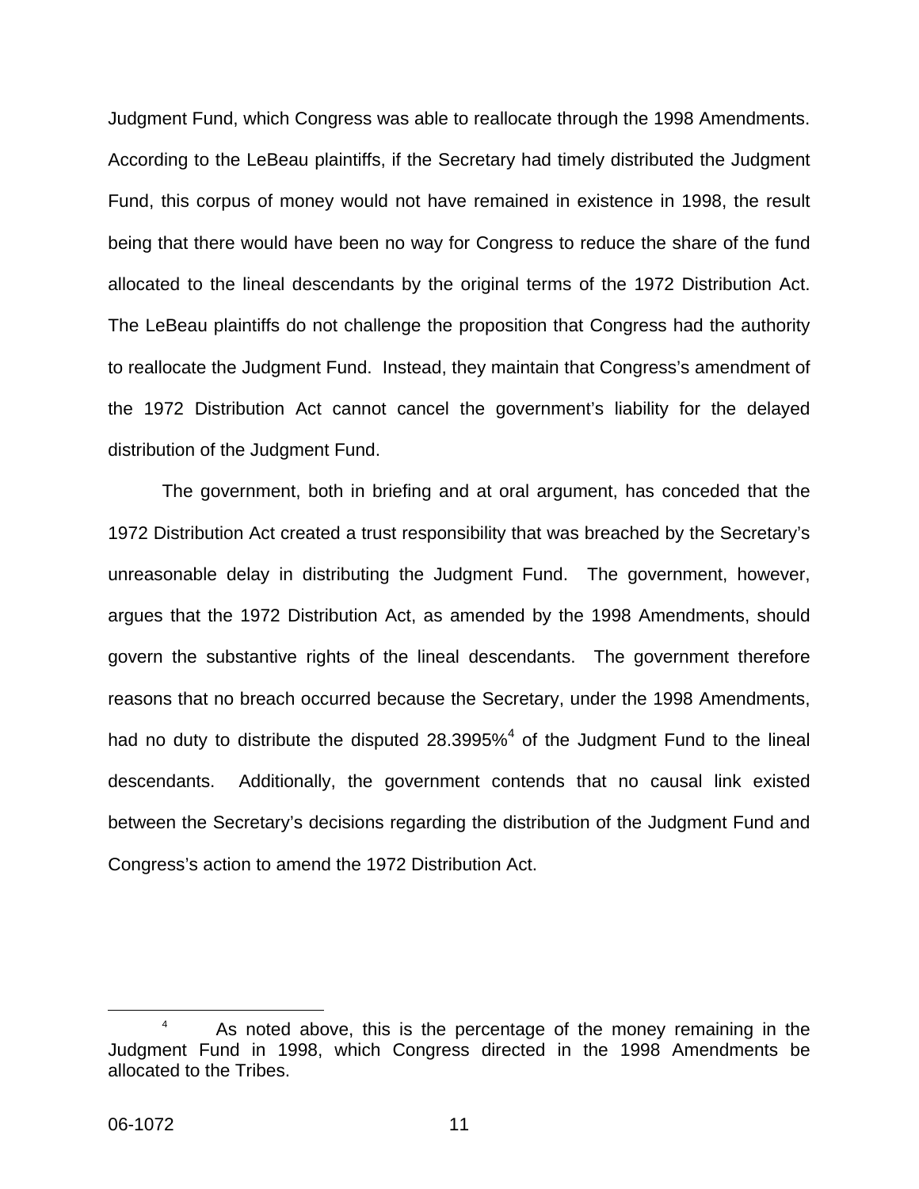Judgment Fund, which Congress was able to reallocate through the 1998 Amendments. According to the LeBeau plaintiffs, if the Secretary had timely distributed the Judgment Fund, this corpus of money would not have remained in existence in 1998, the result being that there would have been no way for Congress to reduce the share of the fund allocated to the lineal descendants by the original terms of the 1972 Distribution Act. The LeBeau plaintiffs do not challenge the proposition that Congress had the authority to reallocate the Judgment Fund. Instead, they maintain that Congress's amendment of the 1972 Distribution Act cannot cancel the government's liability for the delayed distribution of the Judgment Fund.

The government, both in briefing and at oral argument, has conceded that the 1972 Distribution Act created a trust responsibility that was breached by the Secretary's unreasonable delay in distributing the Judgment Fund. The government, however, argues that the 1972 Distribution Act, as amended by the 1998 Amendments, should govern the substantive rights of the lineal descendants. The government therefore reasons that no breach occurred because the Secretary, under the 1998 Amendments, had no duty to distribute the disputed 28.3995%[4] of the Judgment Fund to the lineal descendants. Additionally, the government contends that no causal link existed between the Secretary's decisions regarding the distribution of the Judgment Fund and Congress's action to amend the 1972 Distribution Act.

[4] As noted above, this is the percentage of the money remaining in the Judgment Fund in 1998, which Congress directed in the 1998 Amendments be allocated to the Tribes.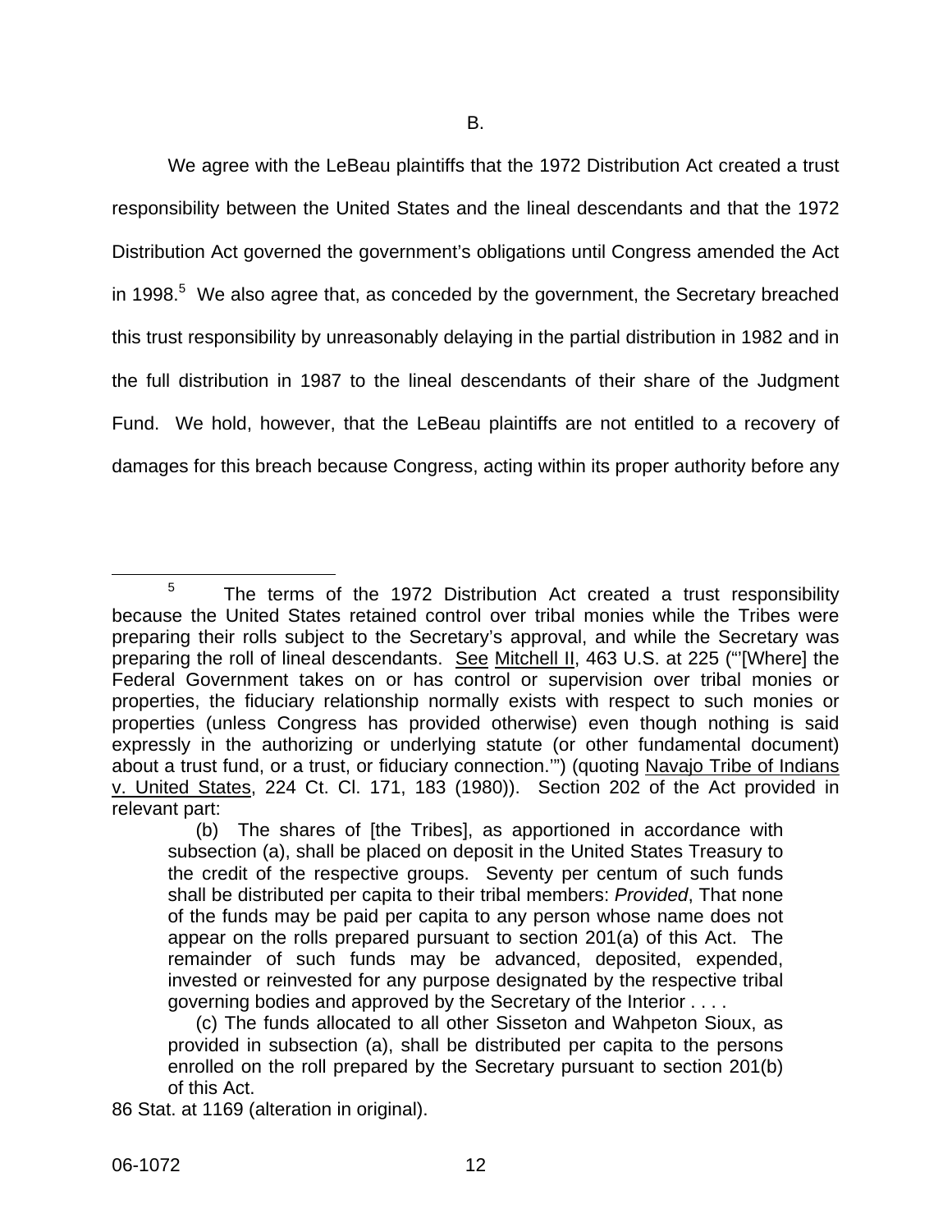B.

We agree with the LeBeau plaintiffs that the 1972 Distribution Act created a trust responsibility between the United States and the lineal descendants and that the 1972 Distribution Act governed the government's obligations until Congress amended the Act in 1998.[5] We also agree that, as conceded by the government, the Secretary breached this trust responsibility by unreasonably delaying in the partial distribution in 1982 and in the full distribution in 1987 to the lineal descendants of their share of the Judgment Fund. We hold, however, that the LeBeau plaintiffs are not entitled to a recovery of damages for this breach because Congress, acting within its proper authority before any

---

[5] The terms of the 1972 Distribution Act created a trust responsibility because the United States retained control over tribal monies while the Tribes were preparing their rolls subject to the Secretary's approval, and while the Secretary was preparing the roll of lineal descendants. See Mitchell II, 463 U.S. at 225 ("'[Where] the Federal Government takes on or has control or supervision over tribal monies or properties, the fiduciary relationship normally exists with respect to such monies or properties (unless Congress has provided otherwise) even though nothing is said expressly in the authorizing or underlying statute (or other fundamental document) about a trust fund, or a trust, or fiduciary connection.'") (quoting Navajo Tribe of Indians v. United States, 224 Ct. Cl. 171, 183 (1980)). Section 202 of the Act provided in relevant part:

> (b) The shares of [the Tribes], as apportioned in accordance with subsection (a), shall be placed on deposit in the United States Treasury to the credit of the respective groups. Seventy per centum of such funds shall be distributed per capita to their tribal members: *Provided*, That none of the funds may be paid per capita to any person whose name does not appear on the rolls prepared pursuant to section 201(a) of this Act. The remainder of such funds may be advanced, deposited, expended, invested or reinvested for any purpose designated by the respective tribal governing bodies and approved by the Secretary of the Interior . . . .
>
> (c) The funds allocated to all other Sisseton and Wahpeton Sioux, as provided in subsection (a), shall be distributed per capita to the persons enrolled on the roll prepared by the Secretary pursuant to section 201(b) of this Act.

86 Stat. at 1169 (alteration in original).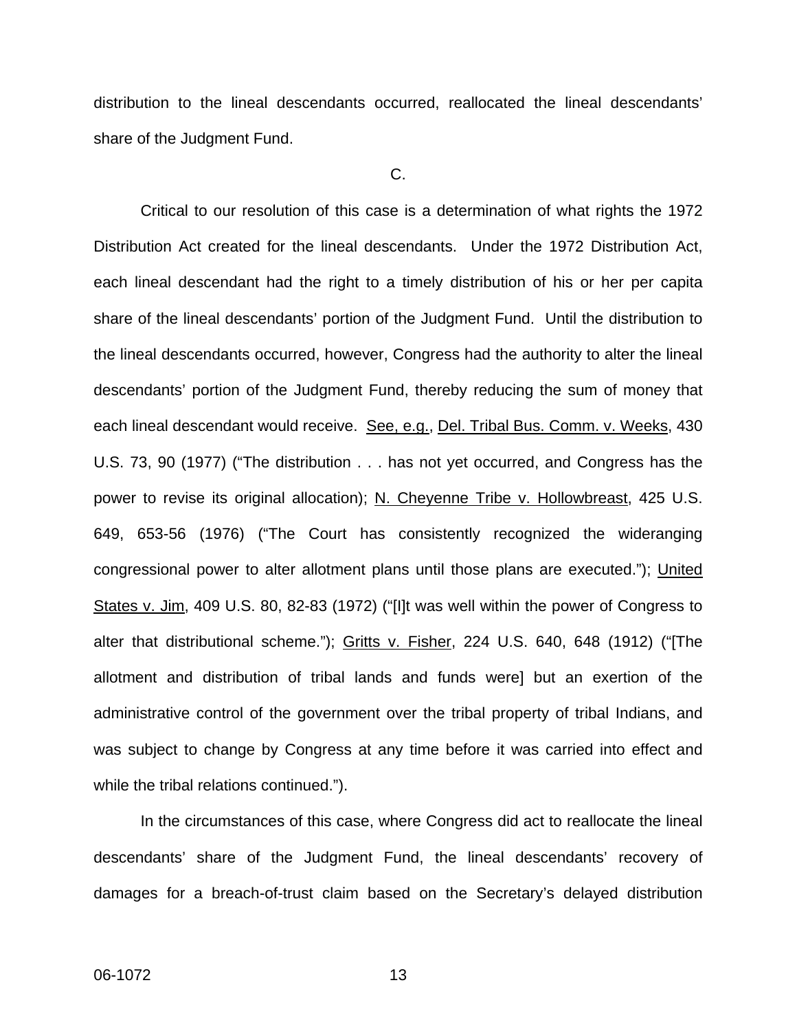distribution to the lineal descendants occurred, reallocated the lineal descendants' share of the Judgment Fund.

C.

Critical to our resolution of this case is a determination of what rights the 1972 Distribution Act created for the lineal descendants. Under the 1972 Distribution Act, each lineal descendant had the right to a timely distribution of his or her per capita share of the lineal descendants' portion of the Judgment Fund. Until the distribution to the lineal descendants occurred, however, Congress had the authority to alter the lineal descendants' portion of the Judgment Fund, thereby reducing the sum of money that each lineal descendant would receive. See, e.g., Del. Tribal Bus. Comm. v. Weeks, 430 U.S. 73, 90 (1977) ("The distribution . . . has not yet occurred, and Congress has the power to revise its original allocation); N. Cheyenne Tribe v. Hollowbreast, 425 U.S. 649, 653-56 (1976) ("The Court has consistently recognized the wideranging congressional power to alter allotment plans until those plans are executed."); United States v. Jim, 409 U.S. 80, 82-83 (1972) ("[I]t was well within the power of Congress to alter that distributional scheme."); Gritts v. Fisher, 224 U.S. 640, 648 (1912) ("[The allotment and distribution of tribal lands and funds were] but an exertion of the administrative control of the government over the tribal property of tribal Indians, and was subject to change by Congress at any time before it was carried into effect and while the tribal relations continued.").

In the circumstances of this case, where Congress did act to reallocate the lineal descendants' share of the Judgment Fund, the lineal descendants' recovery of damages for a breach-of-trust claim based on the Secretary's delayed distribution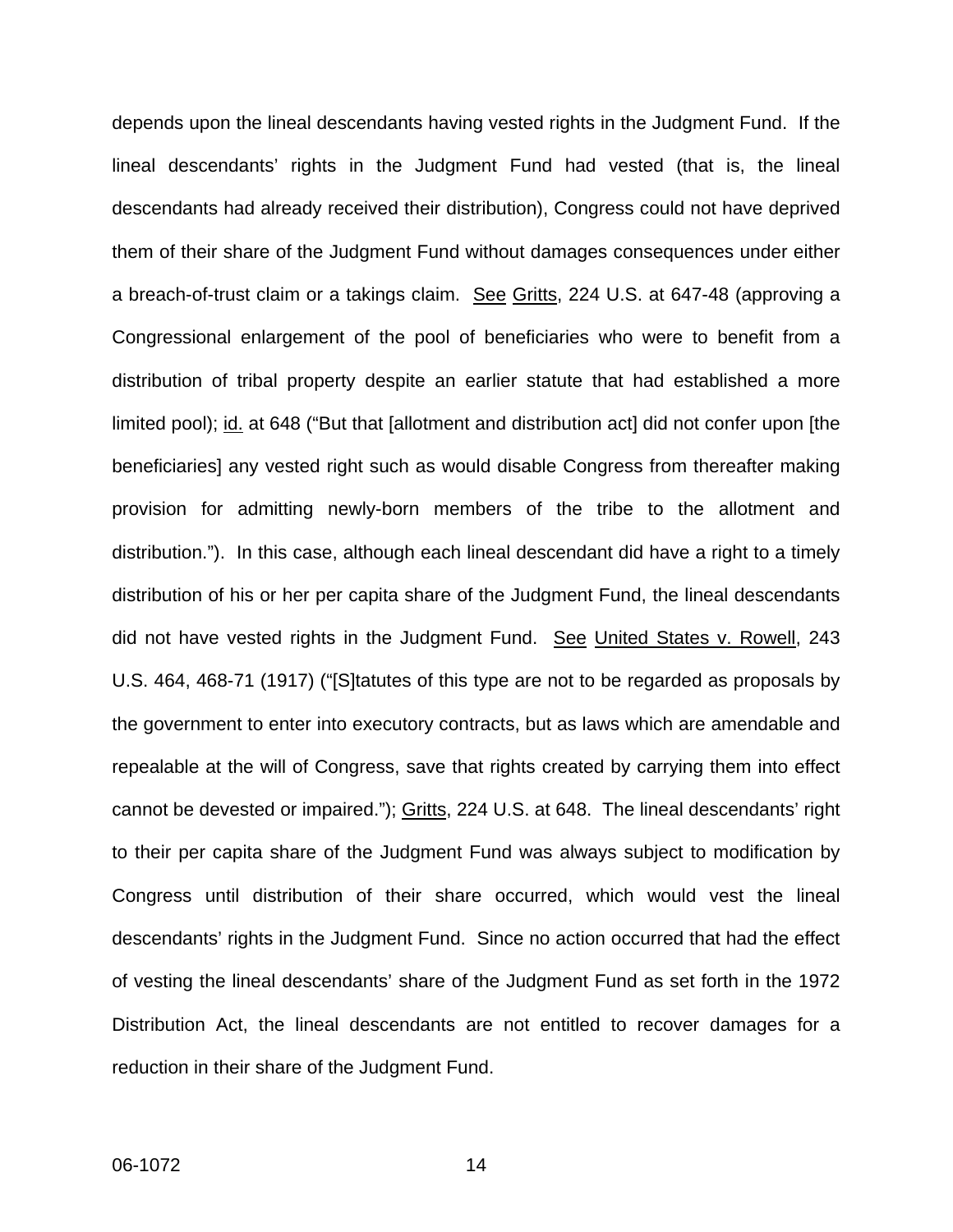depends upon the lineal descendants having vested rights in the Judgment Fund. If the lineal descendants' rights in the Judgment Fund had vested (that is, the lineal descendants had already received their distribution), Congress could not have deprived them of their share of the Judgment Fund without damages consequences under either a breach-of-trust claim or a takings claim. See Gritts, 224 U.S. at 647-48 (approving a Congressional enlargement of the pool of beneficiaries who were to benefit from a distribution of tribal property despite an earlier statute that had established a more limited pool); id. at 648 ("But that [allotment and distribution act] did not confer upon [the beneficiaries] any vested right such as would disable Congress from thereafter making provision for admitting newly-born members of the tribe to the allotment and distribution."). In this case, although each lineal descendant did have a right to a timely distribution of his or her per capita share of the Judgment Fund, the lineal descendants did not have vested rights in the Judgment Fund. See United States v. Rowell, 243 U.S. 464, 468-71 (1917) ("[S]tatutes of this type are not to be regarded as proposals by the government to enter into executory contracts, but as laws which are amendable and repealable at the will of Congress, save that rights created by carrying them into effect cannot be devested or impaired."); Gritts, 224 U.S. at 648. The lineal descendants' right to their per capita share of the Judgment Fund was always subject to modification by Congress until distribution of their share occurred, which would vest the lineal descendants' rights in the Judgment Fund. Since no action occurred that had the effect of vesting the lineal descendants' share of the Judgment Fund as set forth in the 1972 Distribution Act, the lineal descendants are not entitled to recover damages for a reduction in their share of the Judgment Fund.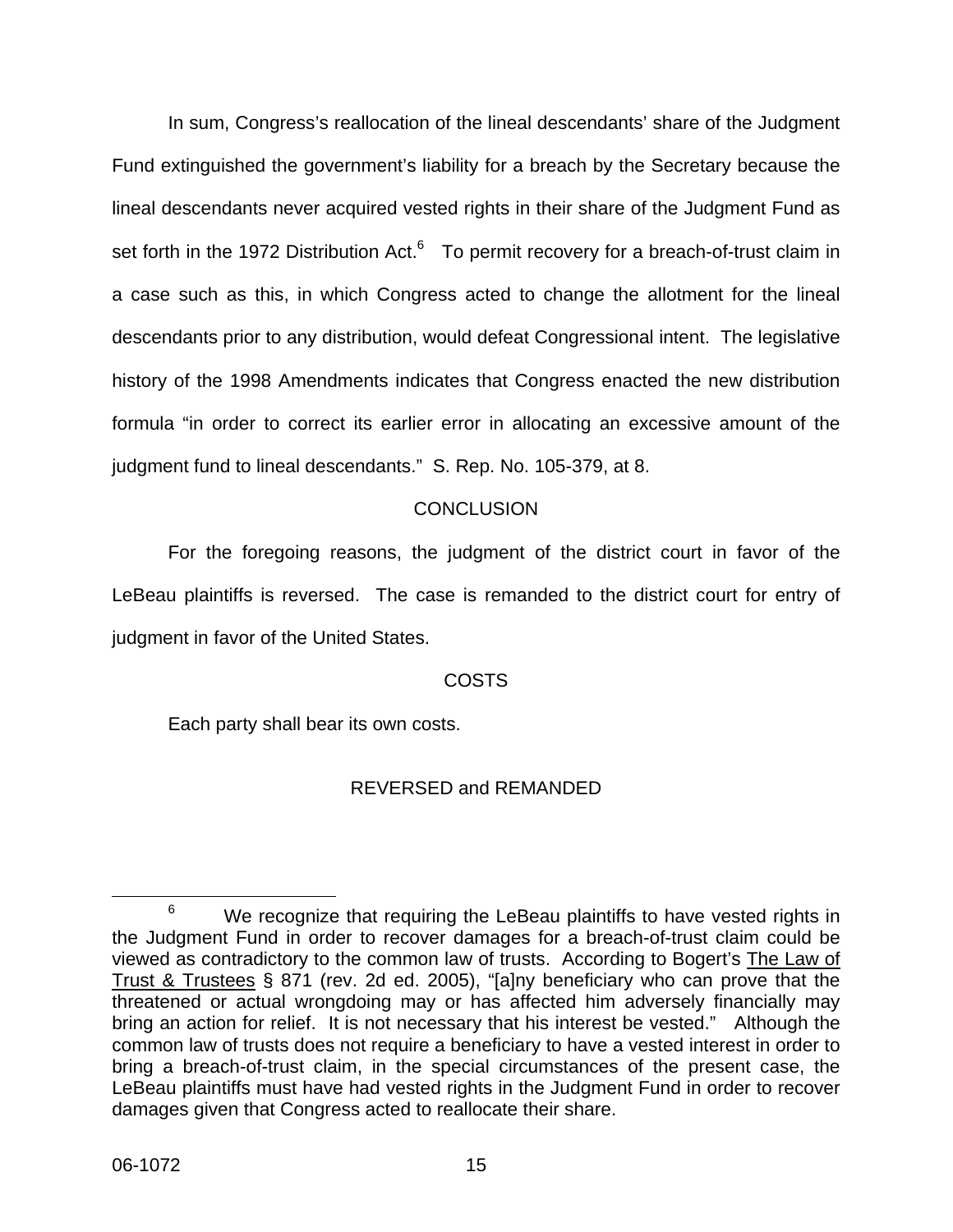In sum, Congress's reallocation of the lineal descendants' share of the Judgment Fund extinguished the government's liability for a breach by the Secretary because the lineal descendants never acquired vested rights in their share of the Judgment Fund as set forth in the 1972 Distribution Act.[6] To permit recovery for a breach-of-trust claim in a case such as this, in which Congress acted to change the allotment for the lineal descendants prior to any distribution, would defeat Congressional intent. The legislative history of the 1998 Amendments indicates that Congress enacted the new distribution formula "in order to correct its earlier error in allocating an excessive amount of the judgment fund to lineal descendants." S. Rep. No. 105-379, at 8.

## CONCLUSION

For the foregoing reasons, the judgment of the district court in favor of the LeBeau plaintiffs is reversed. The case is remanded to the district court for entry of judgment in favor of the United States.

## COSTS

Each party shall bear its own costs.

## REVERSED and REMANDED

---

[6] We recognize that requiring the LeBeau plaintiffs to have vested rights in the Judgment Fund in order to recover damages for a breach-of-trust claim could be viewed as contradictory to the common law of trusts. According to Bogert's The Law of Trust & Trustees § 871 (rev. 2d ed. 2005), "[a]ny beneficiary who can prove that the threatened or actual wrongdoing may or has affected him adversely financially may bring an action for relief. It is not necessary that his interest be vested." Although the common law of trusts does not require a beneficiary to have a vested interest in order to bring a breach-of-trust claim, in the special circumstances of the present case, the LeBeau plaintiffs must have had vested rights in the Judgment Fund in order to recover damages given that Congress acted to reallocate their share.

06-1072